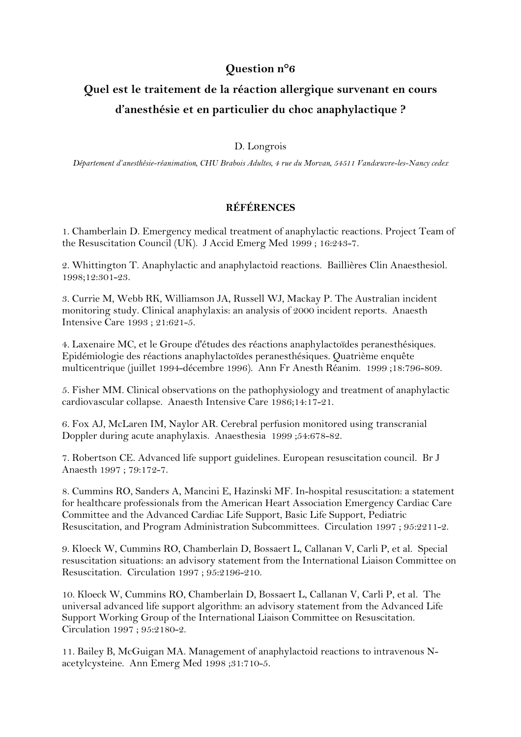# Question n°6

## Quel est le traitement de la réaction allergique survenant en cours d'anesthésie et en particulier du choc anaphylactique ?

D. Longrois

*Département d'anesthésie-réanimation, CHU Brabois Adultes, 4 rue du Morvan, 54511 Vandœuvre-les-Nancy cedex*

### RÉFÉRENCES

1. Chamberlain D. Emergency medical treatment of anaphylactic reactions. Project Team of the Resuscitation Council (UK). J Accid Emerg Med 1999 ; 16:243-7.

2. Whittington T. Anaphylactic and anaphylactoid reactions. Baillières Clin Anaesthesiol. 1998;12:301-23.

3. Currie M, Webb RK, Williamson JA, Russell WJ, Mackay P. The Australian incident monitoring study. Clinical anaphylaxis: an analysis of 2000 incident reports. Anaesth Intensive Care 1993 ; 21:621-5.

4. Laxenaire MC, et le Groupe d'études des réactions anaphylactoïdes peranesthésiques. Epidémiologie des réactions anaphylactoïdes peranesthésiques. Quatrième enquête multicentrique (juillet 1994-décembre 1996). Ann Fr Anesth Réanim. 1999 ;18:796-809.

5. Fisher MM. Clinical observations on the pathophysiology and treatment of anaphylactic cardiovascular collapse. Anaesth Intensive Care 1986;14:17-21.

6. Fox AJ, McLaren IM, Naylor AR. Cerebral perfusion monitored using transcranial Doppler during acute anaphylaxis. Anaesthesia 1999 ;54:678-82.

7. Robertson CE. Advanced life support guidelines. European resuscitation council. Br J Anaesth 1997 ; 79:172-7.

8. Cummins RO, Sanders A, Mancini E, Hazinski MF. In-hospital resuscitation: a statement for healthcare professionals from the American Heart Association Emergency Cardiac Care Committee and the Advanced Cardiac Life Support, Basic Life Support, Pediatric Resuscitation, and Program Administration Subcommittees. Circulation 1997 ; 95:2211-2.

9. Kloeck W, Cummins RO, Chamberlain D, Bossaert L, Callanan V, Carli P, et al. Special resuscitation situations: an advisory statement from the International Liaison Committee on Resuscitation. Circulation 1997 ; 95:2196-210.

10. Kloeck W, Cummins RO, Chamberlain D, Bossaert L, Callanan V, Carli P, et al. The universal advanced life support algorithm: an advisory statement from the Advanced Life Support Working Group of the International Liaison Committee on Resuscitation. Circulation 1997 ; 95:2180-2.

11. Bailey B, McGuigan MA. Management of anaphylactoid reactions to intravenous N-acetylcysteine. Ann Emerg Med 1998 ;31:710-5.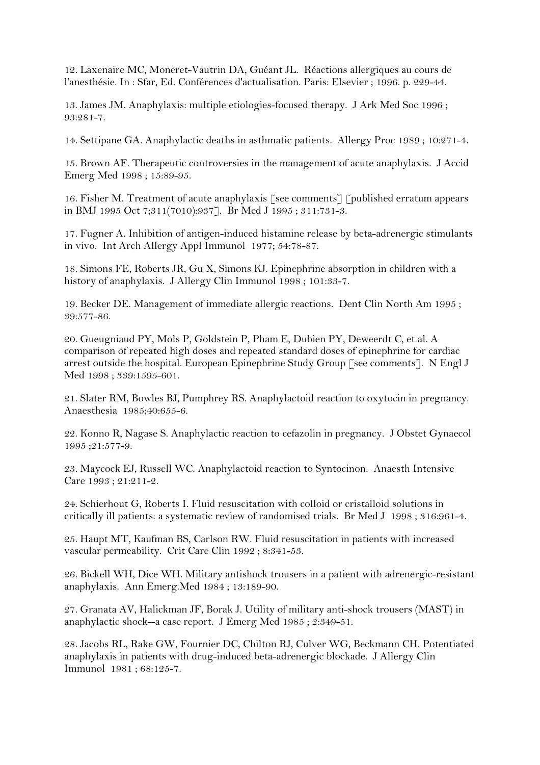12. Laxenaire MC, Moneret-Vautrin DA, Guéant JL. Réactions allergiques au cours de l'anesthésie. In : Sfar, Ed. Conférences d'actualisation. Paris: Elsevier ; 1996. p. 229-44.

13. James JM. Anaphylaxis: multiple etiologies-focused therapy. J Ark Med Soc 1996 ; 93:281-7.

14. Settipane GA. Anaphylactic deaths in asthmatic patients. Allergy Proc 1989 ; 10:271-4.

15. Brown AF. Therapeutic controversies in the management of acute anaphylaxis. J Accid Emerg Med 1998 ; 15:89-95.

16. Fisher M. Treatment of acute anaphylaxis [see comments] [published erratum appears in BMJ 1995 Oct 7;311(7010):937]. Br Med J 1995 ; 311:731-3.

17. Fugner A. Inhibition of antigen-induced histamine release by beta-adrenergic stimulants in vivo. Int Arch Allergy Appl Immunol 1977; 54:78-87.

18. Simons FE, Roberts JR, Gu X, Simons KJ. Epinephrine absorption in children with a history of anaphylaxis. J Allergy Clin Immunol 1998 ; 101:33-7.

19. Becker DE. Management of immediate allergic reactions. Dent Clin North Am 1995 ; 39:577-86.

20. Gueugniaud PY, Mols P, Goldstein P, Pham E, Dubien PY, Deweerdt C, et al. A comparison of repeated high doses and repeated standard doses of epinephrine for cardiac arrest outside the hospital. European Epinephrine Study Group [see comments]. N Engl J Med 1998 ; 339:1595-601.

21. Slater RM, Bowles BJ, Pumphrey RS. Anaphylactoid reaction to oxytocin in pregnancy. Anaesthesia 1985;40:655-6.

22. Konno R, Nagase S. Anaphylactic reaction to cefazolin in pregnancy. J Obstet Gynaecol 1995 ;21:577-9.

23. Maycock EJ, Russell WC. Anaphylactoid reaction to Syntocinon. Anaesth Intensive Care 1993 ; 21:211-2.

24. Schierhout G, Roberts I. Fluid resuscitation with colloid or cristalloid solutions in critically ill patients: a systematic review of randomised trials. Br Med J 1998 ; 316:961-4.

25. Haupt MT, Kaufman BS, Carlson RW. Fluid resuscitation in patients with increased vascular permeability. Crit Care Clin 1992 ; 8:341-53.

26. Bickell WH, Dice WH. Military antishock trousers in a patient with adrenergic-resistant anaphylaxis. Ann Emerg.Med 1984 ; 13:189-90.

27. Granata AV, Halickman JF, Borak J. Utility of military anti-shock trousers (MAST) in anaphylactic shock--a case report. J Emerg Med 1985 ; 2:349-51.

28. Jacobs RL, Rake GW, Fournier DC, Chilton RJ, Culver WG, Beckmann CH. Potentiated anaphylaxis in patients with drug-induced beta-adrenergic blockade. J Allergy Clin Immunol 1981 ; 68:125-7.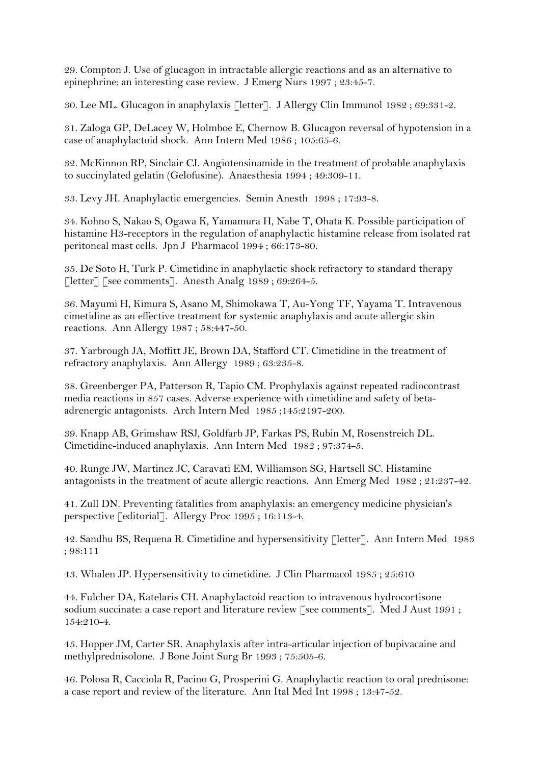29. Compton J. Use of glucagon in intractable allergic reactions and as an alternative to epinephrine: an interesting case review. J Emerg Nurs 1997 ; 23:45-7.

30. Lee ML. Glucagon in anaphylaxis [letter]. J Allergy Clin Immunol 1982 ; 69:331-2.

31. Zaloga GP, DeLacey W, Holmboe E, Chernow B. Glucagon reversal of hypotension in a case of anaphylactoid shock. Ann Intern Med 1986 ; 105:65-6.

32. McKinnon RP, Sinclair CJ. Angiotensinamide in the treatment of probable anaphylaxis to succinylated gelatin (Gelofusine). Anaesthesia 1994 ; 49:309-11.

33. Levy JH. Anaphylactic emergencies. Semin Anesth 1998 ; 17:93-8.

34. Kohno S, Nakao S, Ogawa K, Yamamura H, Nabe T, Ohata K. Possible participation of histamine H3-receptors in the regulation of anaphylactic histamine release from isolated rat peritoneal mast cells. Jpn J Pharmacol 1994 ; 66:173-80.

35. De Soto H, Turk P. Cimetidine in anaphylactic shock refractory to standard therapy [letter] [see comments]. Anesth Analg 1989 ; 69:264-5.

36. Mayumi H, Kimura S, Asano M, Shimokawa T, Au-Yong TF, Yayama T. Intravenous cimetidine as an effective treatment for systemic anaphylaxis and acute allergic skin reactions. Ann Allergy 1987 ; 58:447-50.

37. Yarbrough JA, Moffitt JE, Brown DA, Stafford CT. Cimetidine in the treatment of refractory anaphylaxis. Ann Allergy 1989 ; 63:235-8.

38. Greenberger PA, Patterson R, Tapio CM. Prophylaxis against repeated radiocontrast media reactions in 857 cases. Adverse experience with cimetidine and safety of beta-adrenergic antagonists. Arch Intern Med 1985 ;145:2197-200.

39. Knapp AB, Grimshaw RSJ, Goldfarb JP, Farkas PS, Rubin M, Rosenstreich DL. Cimetidine-induced anaphylaxis. Ann Intern Med 1982 ; 97:374-5.

40. Runge JW, Martinez JC, Caravati EM, Williamson SG, Hartsell SC. Histamine antagonists in the treatment of acute allergic reactions. Ann Emerg Med 1982 ; 21:237-42.

41. Zull DN. Preventing fatalities from anaphylaxis: an emergency medicine physician's perspective [editorial]. Allergy Proc 1995 ; 16:113-4.

42. Sandhu BS, Requena R. Cimetidine and hypersensitivity [letter]. Ann Intern Med 1983 ; 98:111

43. Whalen JP. Hypersensitivity to cimetidine. J Clin Pharmacol 1985 ; 25:610

44. Fulcher DA, Katelaris CH. Anaphylactoid reaction to intravenous hydrocortisone sodium succinate: a case report and literature review [see comments]. Med J Aust 1991 ; 154:210-4.

45. Hopper JM, Carter SR. Anaphylaxis after intra-articular injection of bupivacaine and methylprednisolone. J Bone Joint Surg Br 1993 ; 75:505-6.

46. Polosa R, Cacciola R, Pacino G, Prosperini G. Anaphylactic reaction to oral prednisone: a case report and review of the literature. Ann Ital Med Int 1998 ; 13:47-52.